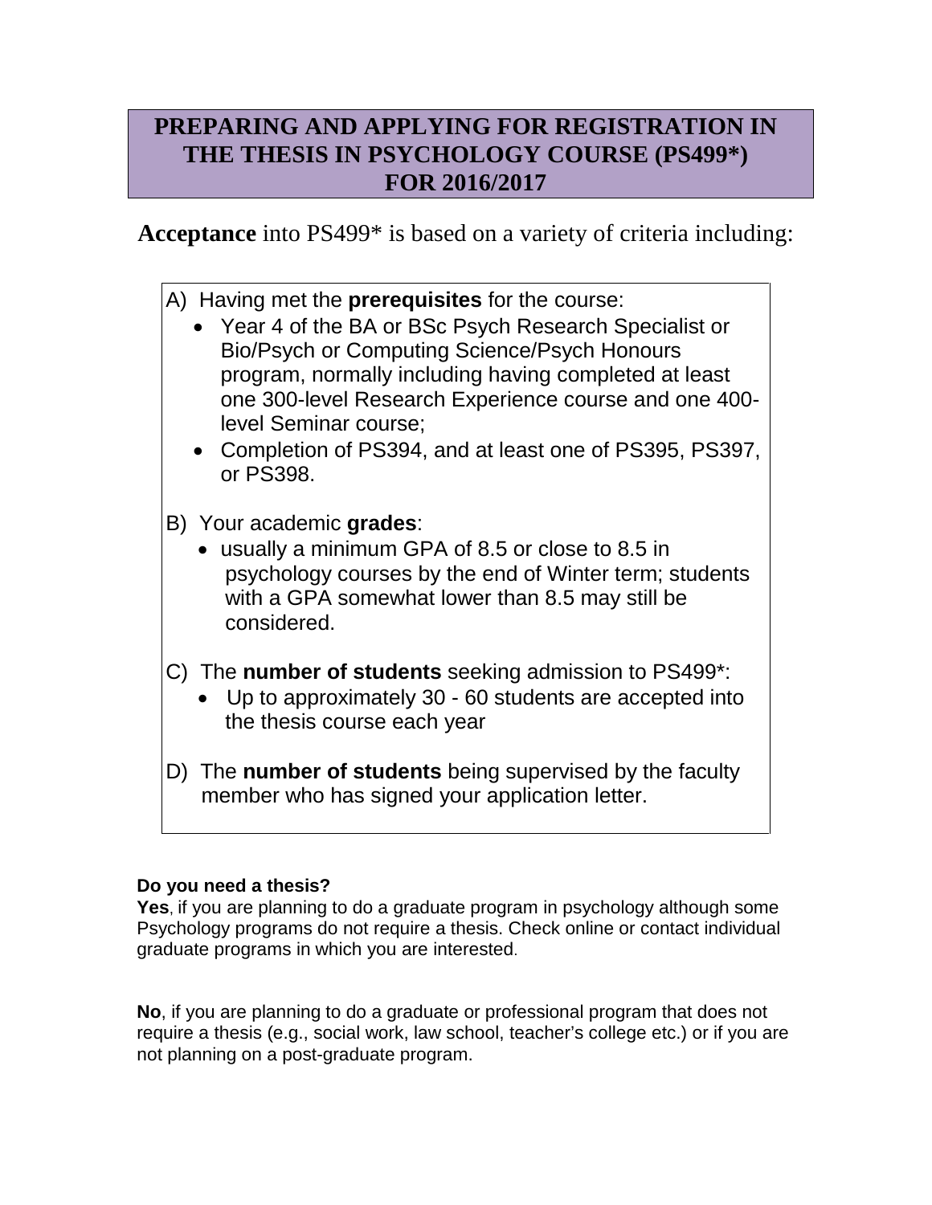# PREPARING AND APPLYING FOR REGISTRATION IN THE THESIS IN PSYCHOLOGY COURSE (PS499*) FOR 2016/2017

**Acceptance** into PS499* is based on a variety of criteria including:

A) Having met the **prerequisites** for the course:

- Year 4 of the BA or BSc Psych Research Specialist or Bio/Psych or Computing Science/Psych Honours program, normally including having completed at least one 300-level Research Experience course and one 400-level Seminar course;
- Completion of PS394, and at least one of PS395, PS397, or PS398.

B) Your academic **grades**:

- usually a minimum GPA of 8.5 or close to 8.5 in psychology courses by the end of Winter term; students with a GPA somewhat lower than 8.5 may still be considered.

C) The **number of students** seeking admission to PS499*:

- Up to approximately 30 - 60 students are accepted into the thesis course each year

D) The **number of students** being supervised by the faculty member who has signed your application letter.

**Do you need a thesis?**

**Yes**, if you are planning to do a graduate program in psychology although some Psychology programs do not require a thesis. Check online or contact individual graduate programs in which you are interested.

**No**, if you are planning to do a graduate or professional program that does not require a thesis (e.g., social work, law school, teacher's college etc.) or if you are not planning on a post-graduate program.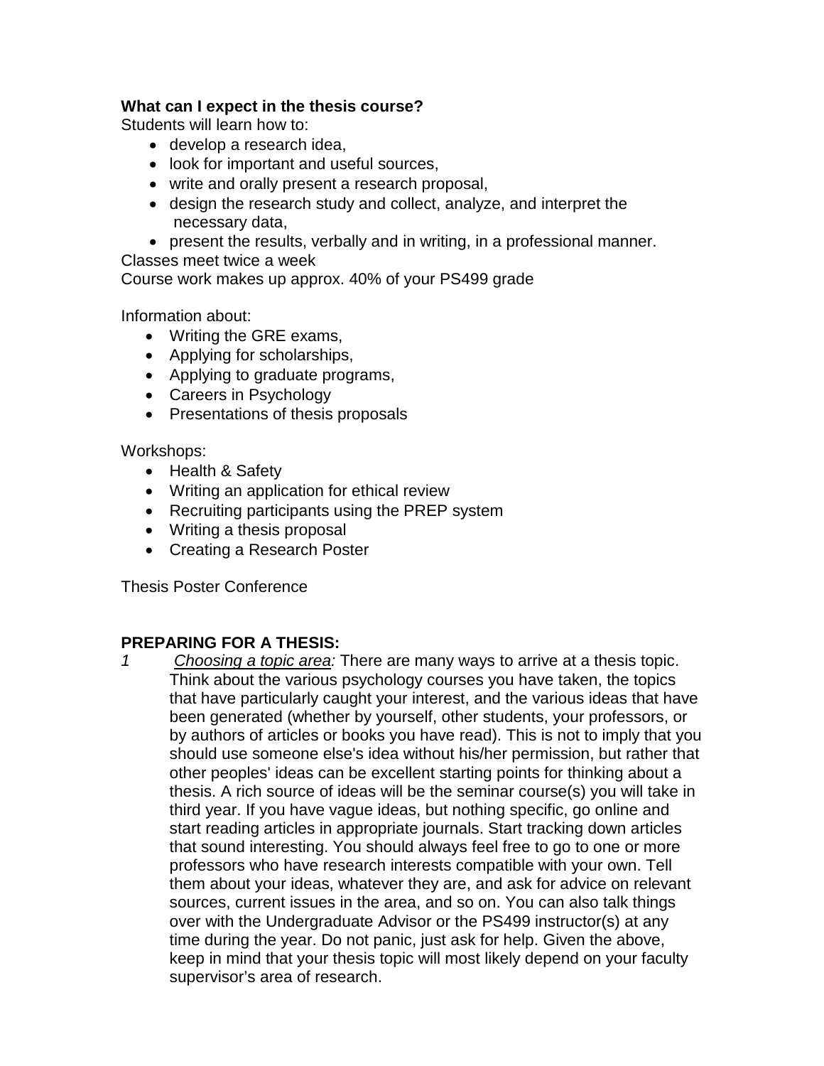**What can I expect in the thesis course?**

Students will learn how to:

- develop a research idea,
- look for important and useful sources,
- write and orally present a research proposal,
- design the research study and collect, analyze, and interpret the necessary data,
- present the results, verbally and in writing, in a professional manner.

Classes meet twice a week

Course work makes up approx. 40% of your PS499 grade

Information about:

- Writing the GRE exams,
- Applying for scholarships,
- Applying to graduate programs,
- Careers in Psychology
- Presentations of thesis proposals

Workshops:

- Health & Safety
- Writing an application for ethical review
- Recruiting participants using the PREP system
- Writing a thesis proposal
- Creating a Research Poster

Thesis Poster Conference

**PREPARING FOR A THESIS:**

*1* *Choosing a topic area:* There are many ways to arrive at a thesis topic. Think about the various psychology courses you have taken, the topics that have particularly caught your interest, and the various ideas that have been generated (whether by yourself, other students, your professors, or by authors of articles or books you have read). This is not to imply that you should use someone else's idea without his/her permission, but rather that other peoples' ideas can be excellent starting points for thinking about a thesis. A rich source of ideas will be the seminar course(s) you will take in third year. If you have vague ideas, but nothing specific, go online and start reading articles in appropriate journals. Start tracking down articles that sound interesting. You should always feel free to go to one or more professors who have research interests compatible with your own. Tell them about your ideas, whatever they are, and ask for advice on relevant sources, current issues in the area, and so on. You can also talk things over with the Undergraduate Advisor or the PS499 instructor(s) at any time during the year. Do not panic, just ask for help. Given the above, keep in mind that your thesis topic will most likely depend on your faculty supervisor's area of research.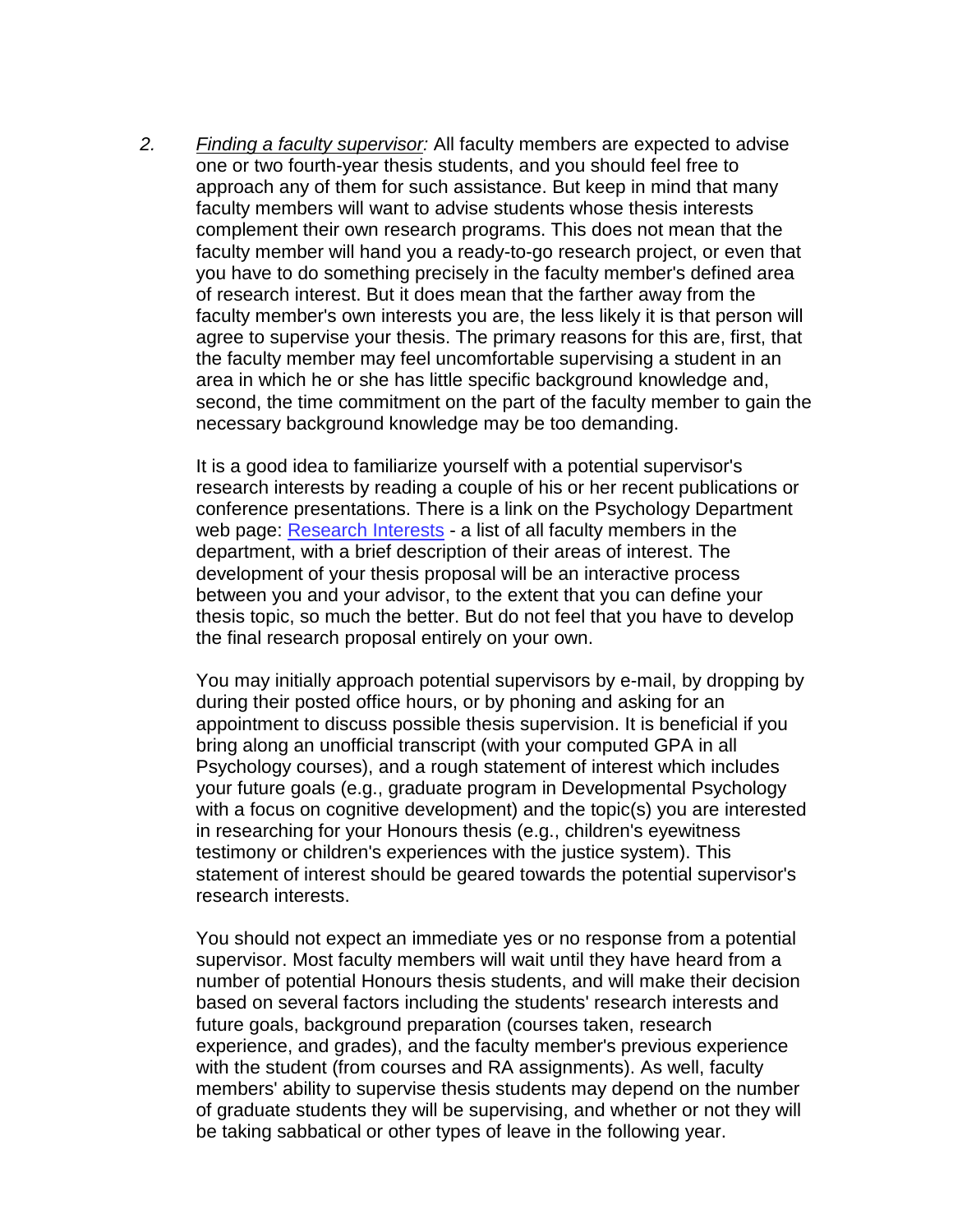2. *Finding a faculty supervisor:* All faculty members are expected to advise one or two fourth-year thesis students, and you should feel free to approach any of them for such assistance. But keep in mind that many faculty members will want to advise students whose thesis interests complement their own research programs. This does not mean that the faculty member will hand you a ready-to-go research project, or even that you have to do something precisely in the faculty member's defined area of research interest. But it does mean that the farther away from the faculty member's own interests you are, the less likely it is that person will agree to supervise your thesis. The primary reasons for this are, first, that the faculty member may feel uncomfortable supervising a student in an area in which he or she has little specific background knowledge and, second, the time commitment on the part of the faculty member to gain the necessary background knowledge may be too demanding.

   It is a good idea to familiarize yourself with a potential supervisor's research interests by reading a couple of his or her recent publications or conference presentations. There is a link on the Psychology Department web page: Research Interests - a list of all faculty members in the department, with a brief description of their areas of interest. The development of your thesis proposal will be an interactive process between you and your advisor, to the extent that you can define your thesis topic, so much the better. But do not feel that you have to develop the final research proposal entirely on your own.

   You may initially approach potential supervisors by e-mail, by dropping by during their posted office hours, or by phoning and asking for an appointment to discuss possible thesis supervision. It is beneficial if you bring along an unofficial transcript (with your computed GPA in all Psychology courses), and a rough statement of interest which includes your future goals (e.g., graduate program in Developmental Psychology with a focus on cognitive development) and the topic(s) you are interested in researching for your Honours thesis (e.g., children's eyewitness testimony or children's experiences with the justice system). This statement of interest should be geared towards the potential supervisor's research interests.

   You should not expect an immediate yes or no response from a potential supervisor. Most faculty members will wait until they have heard from a number of potential Honours thesis students, and will make their decision based on several factors including the students' research interests and future goals, background preparation (courses taken, research experience, and grades), and the faculty member's previous experience with the student (from courses and RA assignments). As well, faculty members' ability to supervise thesis students may depend on the number of graduate students they will be supervising, and whether or not they will be taking sabbatical or other types of leave in the following year.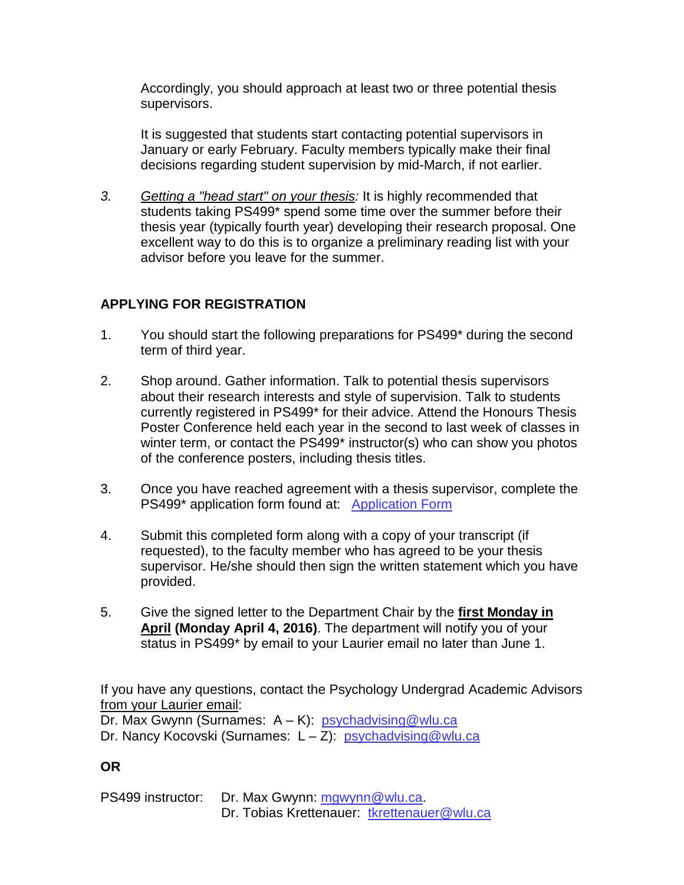Accordingly, you should approach at least two or three potential thesis supervisors.

It is suggested that students start contacting potential supervisors in January or early February. Faculty members typically make their final decisions regarding student supervision by mid-March, if not earlier.

*3.* *Getting a "head start" on your thesis:* It is highly recommended that students taking PS499* spend some time over the summer before their thesis year (typically fourth year) developing their research proposal. One excellent way to do this is to organize a preliminary reading list with your advisor before you leave for the summer.

## APPLYING FOR REGISTRATION

1. You should start the following preparations for PS499* during the second term of third year.

2. Shop around. Gather information. Talk to potential thesis supervisors about their research interests and style of supervision. Talk to students currently registered in PS499* for their advice. Attend the Honours Thesis Poster Conference held each year in the second to last week of classes in winter term, or contact the PS499* instructor(s) who can show you photos of the conference posters, including thesis titles.

3. Once you have reached agreement with a thesis supervisor, complete the PS499* application form found at: Application Form

4. Submit this completed form along with a copy of your transcript (if requested), to the faculty member who has agreed to be your thesis supervisor. He/she should then sign the written statement which you have provided.

5. Give the signed letter to the Department Chair by the **first Monday in April** **(Monday April 4, 2016)**. The department will notify you of your status in PS499* by email to your Laurier email no later than June 1.

If you have any questions, contact the Psychology Undergrad Academic Advisors from your Laurier email:
Dr. Max Gwynn (Surnames: A – K): psychadvising@wlu.ca
Dr. Nancy Kocovski (Surnames: L – Z): psychadvising@wlu.ca

**OR**

PS499 instructor: Dr. Max Gwynn: mgwynn@wlu.ca.
Dr. Tobias Krettenauer: tkrettenauer@wlu.ca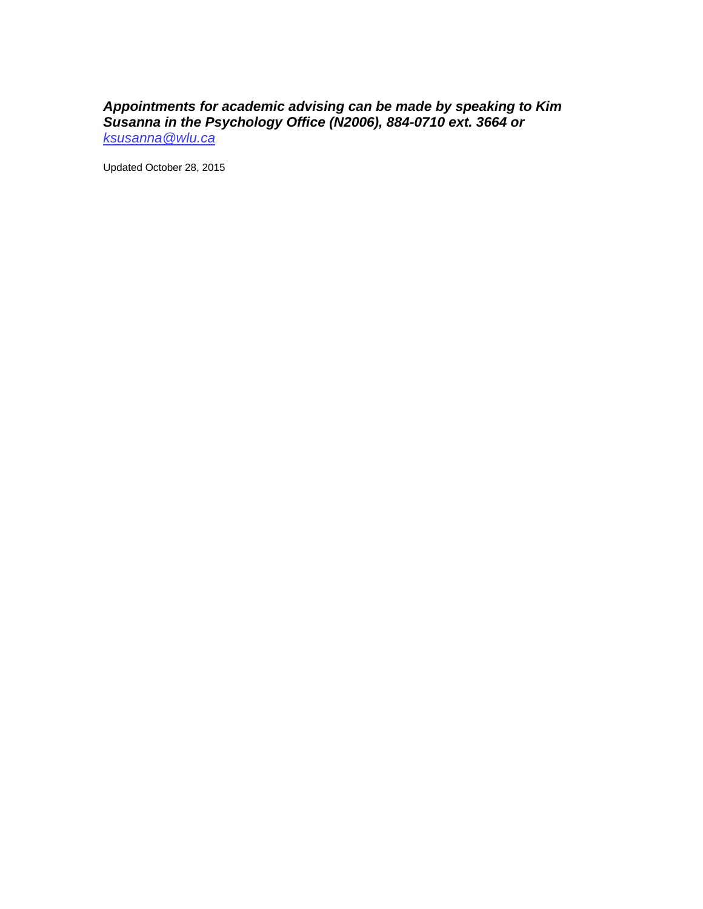***Appointments for academic advising can be made by speaking to Kim Susanna in the Psychology Office (N2006), 884-0710 ext. 3664 or** [ksusanna@wlu.ca](mailto:ksusanna@wlu.ca)*

Updated October 28, 2015